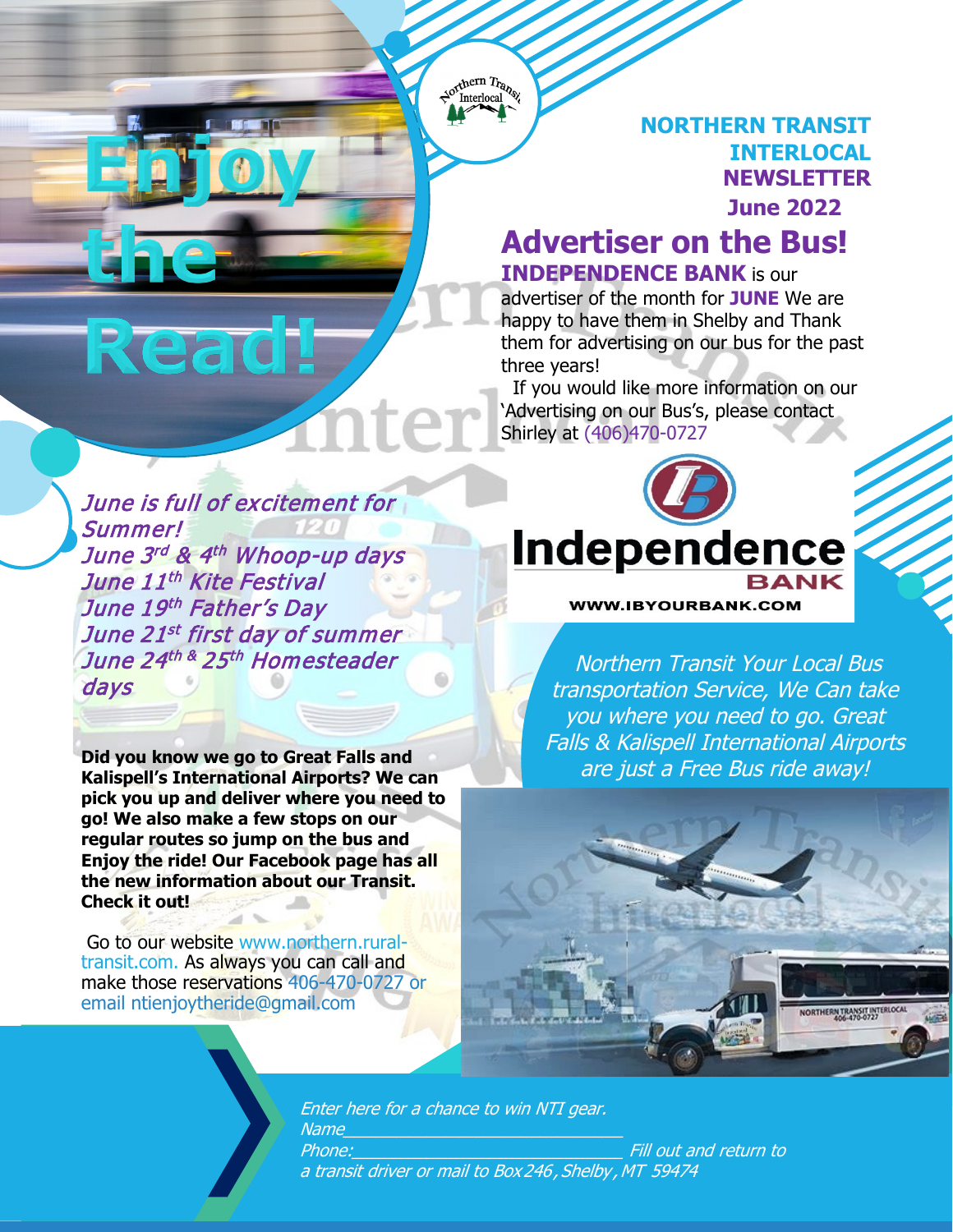# Enjoy the Read!

## NORTHERN TRANSIT INTERLOCAL NEWSLETTER

### June 2022

## Advertiser on the Bus!

**INDEPENDENCE BANK** is our advertiser of the month for **JUNE** We are happy to have them in Shelby and Thank them for advertising on our bus for the past three years!

If you would like more information on our 'Advertising on our Bus's, please contact Shirley at (406)470-0727

Independence BANK
WWW.IBYOURBANK.COM

*June is full of excitement for Summer!*
*June 3rd & 4th Whoop-up days*
*June 11th Kite Festival*
*June 19th Father's Day*
*June 21st first day of summer*
*June 24th & 25th Homesteader days*

*Northern Transit Your Local Bus transportation Service, We Can take you where you need to go. Great Falls & Kalispell International Airports are just a Free Bus ride away!*

**Did you know we go to Great Falls and Kalispell's International Airports? We can pick you up and deliver where you need to go! We also make a few stops on our regular routes so jump on the bus and Enjoy the ride! Our Facebook page has all the new information about our Transit. Check it out!**

Go to our website www.northern.rural-transit.com. As always you can call and make those reservations 406-470-0727 or email ntienjoytheride@gmail.com

*Enter here for a chance to win NTI gear.*
*Name\_\_\_\_\_\_\_\_\_\_\_\_\_\_\_\_\_\_\_\_\_\_\_\_\_\_\_\_\_\_*
*Phone:\_\_\_\_\_\_\_\_\_\_\_\_\_\_\_\_\_\_\_\_\_\_\_\_\_\_\_\_\_\_ Fill out and return to a transit driver or mail to Box 246, Shelby, MT 59474*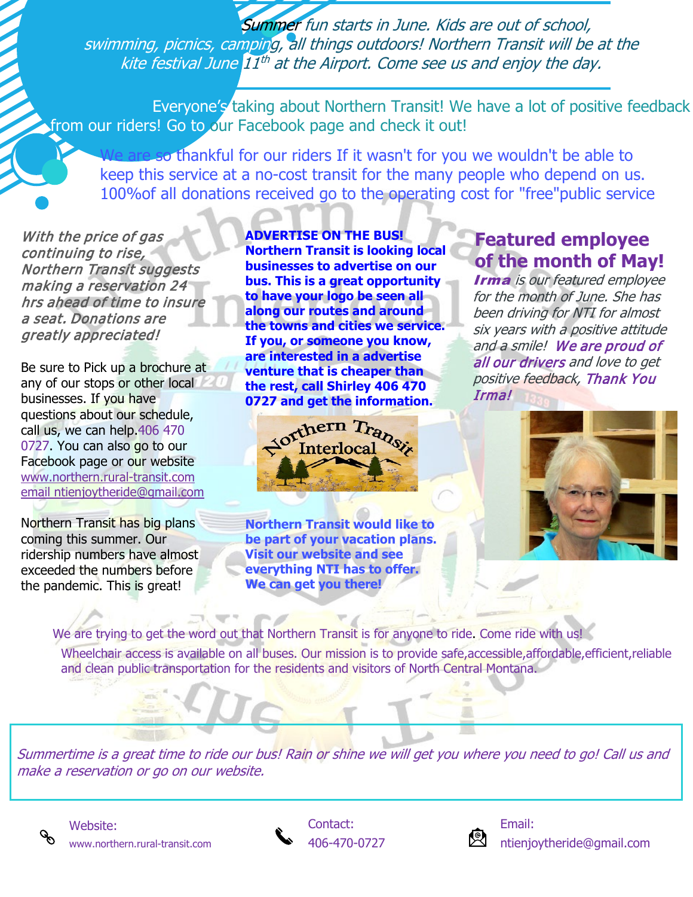*Summer fun starts in June. Kids are out of school, swimming, picnics, camping, all things outdoors! Northern Transit will be at the kite festival June 11th at the Airport. Come see us and enjoy the day.*

Everyone's taking about Northern Transit! We have a lot of positive feedback from our riders! Go to our Facebook page and check it out!

We are so thankful for our riders If it wasn't for you we wouldn't be able to keep this service at a no-cost transit for the many people who depend on us. 100%of all donations received go to the operating cost for "free"public service

*With the price of gas continuing to rise, Northern Transit suggests making a reservation 24 hrs ahead of time to insure a seat. Donations are greatly appreciated!*

Be sure to Pick up a brochure at any of our stops or other local businesses. If you have questions about our schedule, call us, we can help.406 470 0727. You can also go to our Facebook page or our website www.northern.rural-transit.com email ntienjoytheride@gmail.com

Northern Transit has big plans coming this summer. Our ridership numbers have almost exceeded the numbers before the pandemic. This is great!

**ADVERTISE ON THE BUS! Northern Transit is looking local businesses to advertise on our bus. This is a great opportunity to have your logo be seen all along our routes and around the towns and cities we service. If you, or someone you know, are interested in a advertise venture that is cheaper than the rest, call Shirley 406 470 0727 and get the information.**

Northern Transit Interlocal

**Northern Transit would like to be part of your vacation plans. Visit our website and see everything NTI has to offer. We can get you there!**

## Featured employee of the month of May!

*__Irma__ is our featured employee for the month of June. She has been driving for NTI for almost six years with a positive attitude and a smile! We are proud of all our drivers and love to get positive feedback, Thank You Irma!*

We are trying to get the word out that Northern Transit is for anyone to ride. Come ride with us!

Wheelchair access is available on all buses. Our mission is to provide safe,accessible,affordable,efficient,reliable and clean public transportation for the residents and visitors of North Central Montana.

*Summertime is a great time to ride our bus! Rain or shine we will get you where you need to go! Call us and make a reservation or go on our website.*

Website: www.northern.rural-transit.com

Contact: 406-470-0727

Email: ntienjoytheride@gmail.com